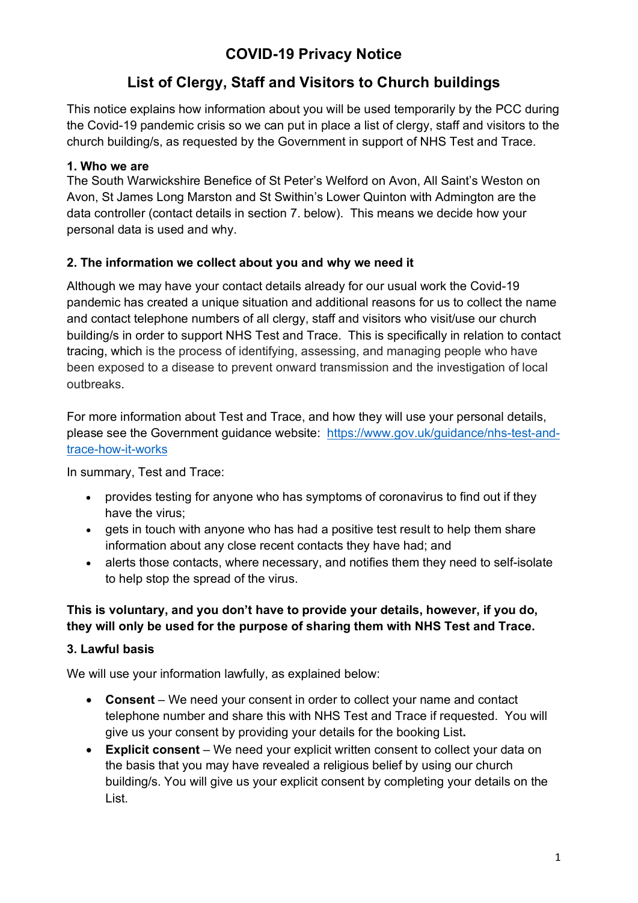# COVID-19 Privacy Notice

## List of Clergy, Staff and Visitors to Church buildings

This notice explains how information about you will be used temporarily by the PCC during the Covid-19 pandemic crisis so we can put in place a list of clergy, staff and visitors to the church building/s, as requested by the Government in support of NHS Test and Trace.

**1. Who we are**

The South Warwickshire Benefice of St Peter's Welford on Avon, All Saint's Weston on Avon, St James Long Marston and St Swithin's Lower Quinton with Admington are the data controller (contact details in section 7. below). This means we decide how your personal data is used and why.

**2. The information we collect about you and why we need it**

Although we may have your contact details already for our usual work the Covid-19 pandemic has created a unique situation and additional reasons for us to collect the name and contact telephone numbers of all clergy, staff and visitors who visit/use our church building/s in order to support NHS Test and Trace. This is specifically in relation to contact tracing, which is the process of identifying, assessing, and managing people who have been exposed to a disease to prevent onward transmission and the investigation of local outbreaks.

For more information about Test and Trace, and how they will use your personal details, please see the Government guidance website: [https://www.gov.uk/guidance/nhs-test-and-trace-how-it-works](https://www.gov.uk/guidance/nhs-test-and-trace-how-it-works)

In summary, Test and Trace:

- provides testing for anyone who has symptoms of coronavirus to find out if they have the virus;
- gets in touch with anyone who has had a positive test result to help them share information about any close recent contacts they have had; and
- alerts those contacts, where necessary, and notifies them they need to self-isolate to help stop the spread of the virus.

**This is voluntary, and you don't have to provide your details, however, if you do, they will only be used for the purpose of sharing them with NHS Test and Trace.**

**3. Lawful basis**

We will use your information lawfully, as explained below:

- **Consent** – We need your consent in order to collect your name and contact telephone number and share this with NHS Test and Trace if requested. You will give us your consent by providing your details for the booking List**.**
- **Explicit consent** – We need your explicit written consent to collect your data on the basis that you may have revealed a religious belief by using our church building/s. You will give us your explicit consent by completing your details on the List.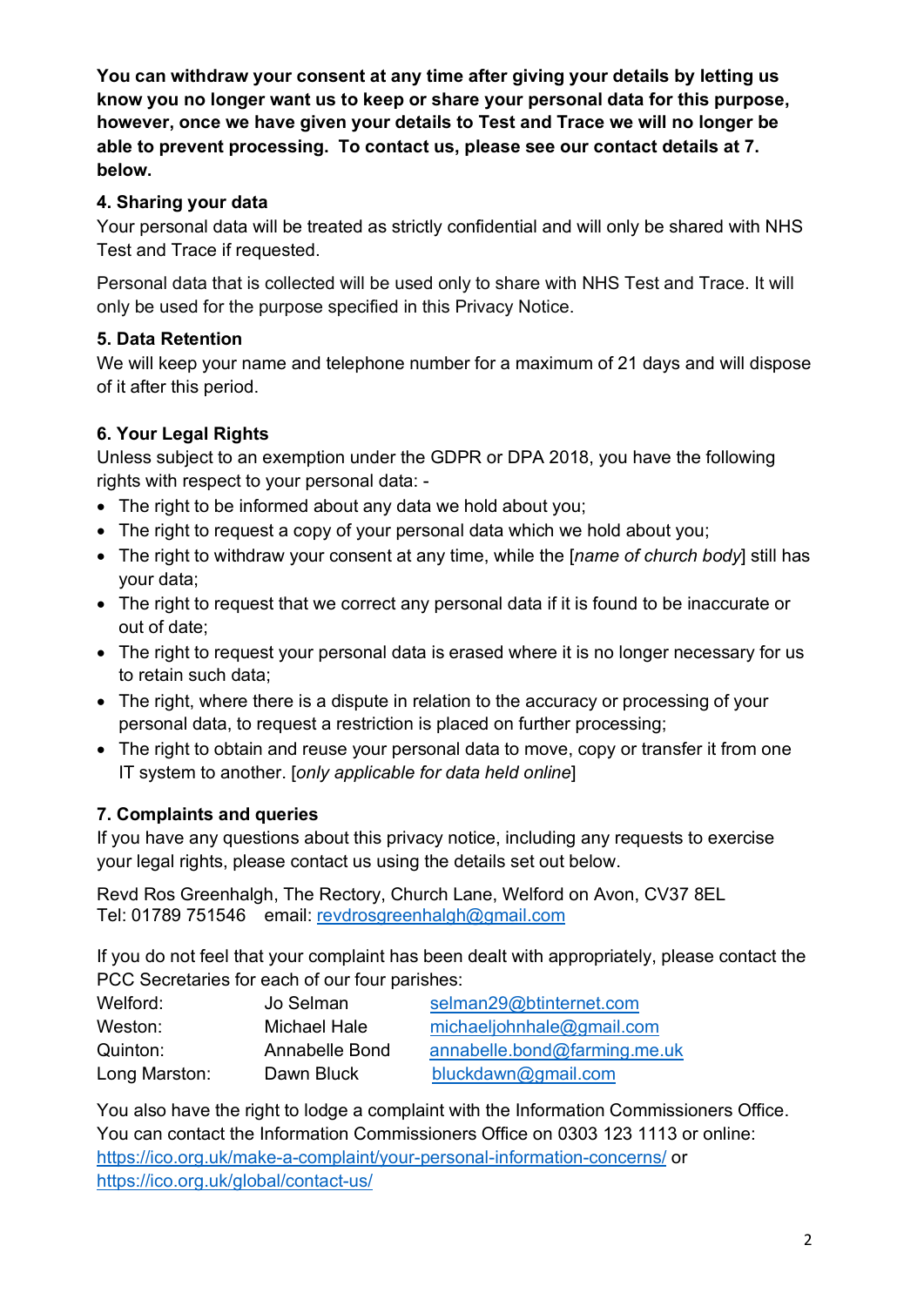**You can withdraw your consent at any time after giving your details by letting us know you no longer want us to keep or share your personal data for this purpose, however, once we have given your details to Test and Trace we will no longer be able to prevent processing. To contact us, please see our contact details at 7. below.**

### 4. Sharing your data

Your personal data will be treated as strictly confidential and will only be shared with NHS Test and Trace if requested.

Personal data that is collected will be used only to share with NHS Test and Trace. It will only be used for the purpose specified in this Privacy Notice.

### 5. Data Retention

We will keep your name and telephone number for a maximum of 21 days and will dispose of it after this period.

### 6. Your Legal Rights

Unless subject to an exemption under the GDPR or DPA 2018, you have the following rights with respect to your personal data: -

- The right to be informed about any data we hold about you;
- The right to request a copy of your personal data which we hold about you;
- The right to withdraw your consent at any time, while the [*name of church body*] still has your data;
- The right to request that we correct any personal data if it is found to be inaccurate or out of date;
- The right to request your personal data is erased where it is no longer necessary for us to retain such data;
- The right, where there is a dispute in relation to the accuracy or processing of your personal data, to request a restriction is placed on further processing;
- The right to obtain and reuse your personal data to move, copy or transfer it from one IT system to another. [*only applicable for data held online*]

### 7. Complaints and queries

If you have any questions about this privacy notice, including any requests to exercise your legal rights, please contact us using the details set out below.

Revd Ros Greenhalgh, The Rectory, Church Lane, Welford on Avon, CV37 8EL
Tel: 01789 751546    email: revdrosgreenhalgh@gmail.com

If you do not feel that your complaint has been dealt with appropriately, please contact the PCC Secretaries for each of our four parishes:

| | | |
|---|---|---|
| Welford: | Jo Selman | selman29@btinternet.com |
| Weston: | Michael Hale | michaeljohnhale@gmail.com |
| Quinton: | Annabelle Bond | annabelle.bond@farming.me.uk |
| Long Marston: | Dawn Bluck | bluckdawn@gmail.com |

You also have the right to lodge a complaint with the Information Commissioners Office. You can contact the Information Commissioners Office on 0303 123 1113 or online: https://ico.org.uk/make-a-complaint/your-personal-information-concerns/ or https://ico.org.uk/global/contact-us/